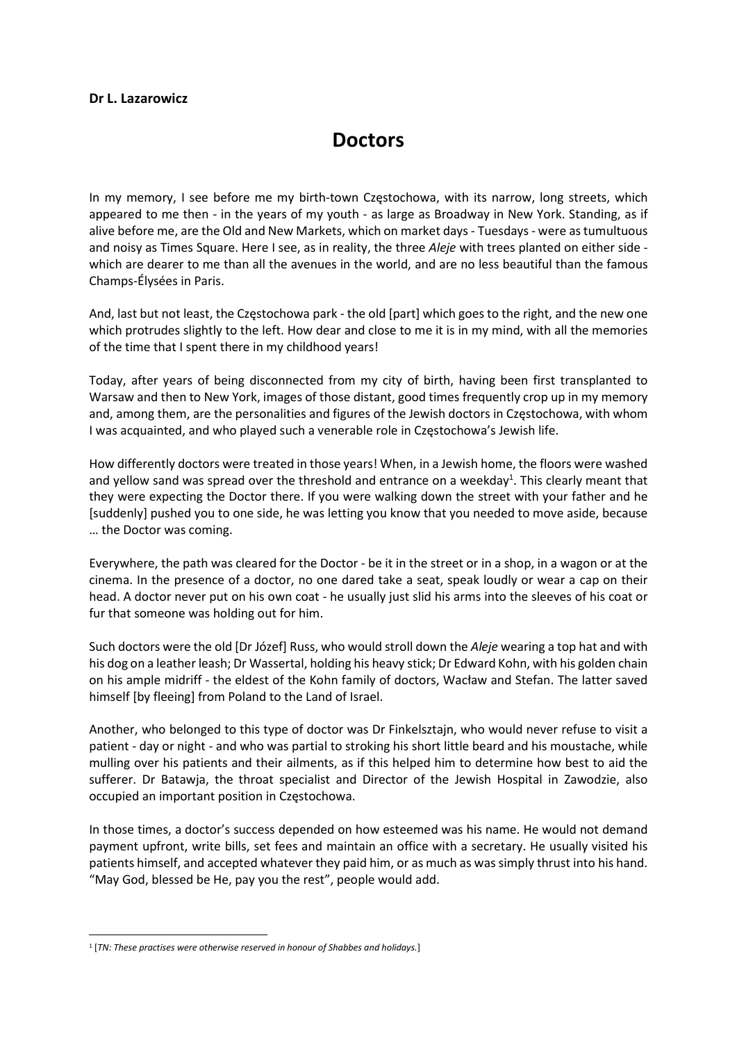**Dr L. Lazarowicz**

# Doctors

In my memory, I see before me my birth-town Częstochowa, with its narrow, long streets, which appeared to me then - in the years of my youth - as large as Broadway in New York. Standing, as if alive before me, are the Old and New Markets, which on market days - Tuesdays - were as tumultuous and noisy as Times Square. Here I see, as in reality, the three *Aleje* with trees planted on either side - which are dearer to me than all the avenues in the world, and are no less beautiful than the famous Champs-Élysées in Paris.

And, last but not least, the Częstochowa park - the old [part] which goes to the right, and the new one which protrudes slightly to the left. How dear and close to me it is in my mind, with all the memories of the time that I spent there in my childhood years!

Today, after years of being disconnected from my city of birth, having been first transplanted to Warsaw and then to New York, images of those distant, good times frequently crop up in my memory and, among them, are the personalities and figures of the Jewish doctors in Częstochowa, with whom I was acquainted, and who played such a venerable role in Częstochowa's Jewish life.

How differently doctors were treated in those years! When, in a Jewish home, the floors were washed and yellow sand was spread over the threshold and entrance on a weekday[1]. This clearly meant that they were expecting the Doctor there. If you were walking down the street with your father and he [suddenly] pushed you to one side, he was letting you know that you needed to move aside, because … the Doctor was coming.

Everywhere, the path was cleared for the Doctor - be it in the street or in a shop, in a wagon or at the cinema. In the presence of a doctor, no one dared take a seat, speak loudly or wear a cap on their head. A doctor never put on his own coat - he usually just slid his arms into the sleeves of his coat or fur that someone was holding out for him.

Such doctors were the old [Dr Józef] Russ, who would stroll down the *Aleje* wearing a top hat and with his dog on a leather leash; Dr Wassertal, holding his heavy stick; Dr Edward Kohn, with his golden chain on his ample midriff - the eldest of the Kohn family of doctors, Wacław and Stefan. The latter saved himself [by fleeing] from Poland to the Land of Israel.

Another, who belonged to this type of doctor was Dr Finkelsztajn, who would never refuse to visit a patient - day or night - and who was partial to stroking his short little beard and his moustache, while mulling over his patients and their ailments, as if this helped him to determine how best to aid the sufferer. Dr Batawja, the throat specialist and Director of the Jewish Hospital in Zawodzie, also occupied an important position in Częstochowa.

In those times, a doctor's success depended on how esteemed was his name. He would not demand payment upfront, write bills, set fees and maintain an office with a secretary. He usually visited his patients himself, and accepted whatever they paid him, or as much as was simply thrust into his hand. "May God, blessed be He, pay you the rest", people would add.

[1] [*TN: These practises were otherwise reserved in honour of Shabbes and holidays.*]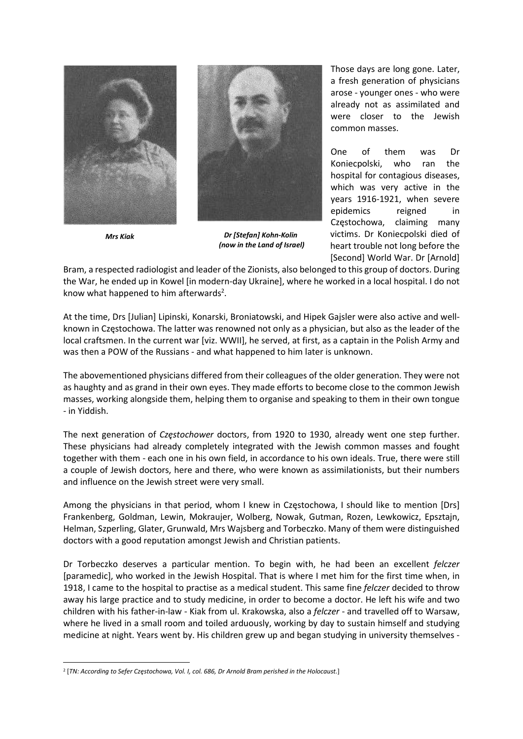*Mrs Kiak*

*Dr [Stefan] Kohn-Kolin (now in the Land of Israel)*

Those days are long gone. Later, a fresh generation of physicians arose - younger ones - who were already not as assimilated and were closer to the Jewish common masses.

One of them was Dr Koniecpolski, who ran the hospital for contagious diseases, which was very active in the years 1916-1921, when severe epidemics reigned in Częstochowa, claiming many victims. Dr Koniecpolski died of heart trouble not long before the [Second] World War. Dr [Arnold] Bram, a respected radiologist and leader of the Zionists, also belonged to this group of doctors. During the War, he ended up in Kowel [in modern-day Ukraine], where he worked in a local hospital. I do not know what happened to him afterwards[2].

At the time, Drs [Julian] Lipinski, Konarski, Broniatowski, and Hipek Gajsler were also active and well-known in Częstochowa. The latter was renowned not only as a physician, but also as the leader of the local craftsmen. In the current war [viz. WWII], he served, at first, as a captain in the Polish Army and was then a POW of the Russians - and what happened to him later is unknown.

The abovementioned physicians differed from their colleagues of the older generation. They were not as haughty and as grand in their own eyes. They made efforts to become close to the common Jewish masses, working alongside them, helping them to organise and speaking to them in their own tongue - in Yiddish.

The next generation of *Częstochower* doctors, from 1920 to 1930, already went one step further. These physicians had already completely integrated with the Jewish common masses and fought together with them - each one in his own field, in accordance to his own ideals. True, there were still a couple of Jewish doctors, here and there, who were known as assimilationists, but their numbers and influence on the Jewish street were very small.

Among the physicians in that period, whom I knew in Częstochowa, I should like to mention [Drs] Frankenberg, Goldman, Lewin, Mokraujer, Wolberg, Nowak, Gutman, Rozen, Lewkowicz, Epsztajn, Helman, Szperling, Glater, Grunwald, Mrs Wajsberg and Torbeczko. Many of them were distinguished doctors with a good reputation amongst Jewish and Christian patients.

Dr Torbeczko deserves a particular mention. To begin with, he had been an excellent *felczer* [paramedic], who worked in the Jewish Hospital. That is where I met him for the first time when, in 1918, I came to the hospital to practise as a medical student. This same fine *felczer* decided to throw away his large practice and to study medicine, in order to become a doctor. He left his wife and two children with his father-in-law - Kiak from ul. Krakowska, also a *felczer* - and travelled off to Warsaw, where he lived in a small room and toiled arduously, working by day to sustain himself and studying medicine at night. Years went by. His children grew up and began studying in university themselves -

[2] [*TN: According to Sefer Częstochowa, Vol. I, col. 686, Dr Arnold Bram perished in the Holocaust.*]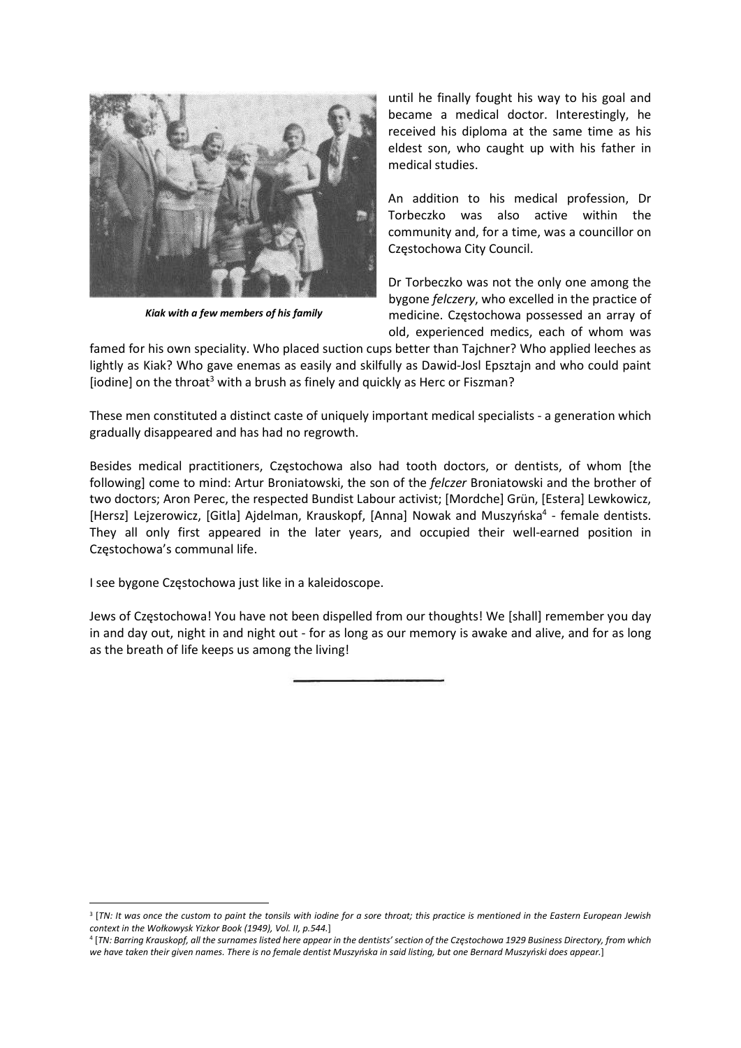*Kiak with a few members of his family*

until he finally fought his way to his goal and became a medical doctor. Interestingly, he received his diploma at the same time as his eldest son, who caught up with his father in medical studies.

An addition to his medical profession, Dr Torbeczko was also active within the community and, for a time, was a councillor on Częstochowa City Council.

Dr Torbeczko was not the only one among the bygone *felczery*, who excelled in the practice of medicine. Częstochowa possessed an array of old, experienced medics, each of whom was famed for his own speciality. Who placed suction cups better than Tajchner? Who applied leeches as lightly as Kiak? Who gave enemas as easily and skilfully as Dawid-Josl Epsztajn and who could paint [iodine] on the throat[3] with a brush as finely and quickly as Herc or Fiszman?

These men constituted a distinct caste of uniquely important medical specialists - a generation which gradually disappeared and has had no regrowth.

Besides medical practitioners, Częstochowa also had tooth doctors, or dentists, of whom [the following] come to mind: Artur Broniatowski, the son of the *felczer* Broniatowski and the brother of two doctors; Aron Perec, the respected Bundist Labour activist; [Mordche] Grün, [Estera] Lewkowicz, [Hersz] Lejzerowicz, [Gitla] Ajdelman, Krauskopf, [Anna] Nowak and Muszyńska[4] - female dentists. They all only first appeared in the later years, and occupied their well-earned position in Częstochowa's communal life.

I see bygone Częstochowa just like in a kaleidoscope.

Jews of Częstochowa! You have not been dispelled from our thoughts! We [shall] remember you day in and day out, night in and night out - for as long as our memory is awake and alive, and for as long as the breath of life keeps us among the living!

---

[3] [*TN: It was once the custom to paint the tonsils with iodine for a sore throat; this practice is mentioned in the Eastern European Jewish context in the Wołkowysk Yizkor Book (1949), Vol. II, p.544.*]

[4] [*TN: Barring Krauskopf, all the surnames listed here appear in the dentists' section of the Częstochowa 1929 Business Directory, from which we have taken their given names. There is no female dentist Muszyńska in said listing, but one Bernard Muszyński does appear.*]